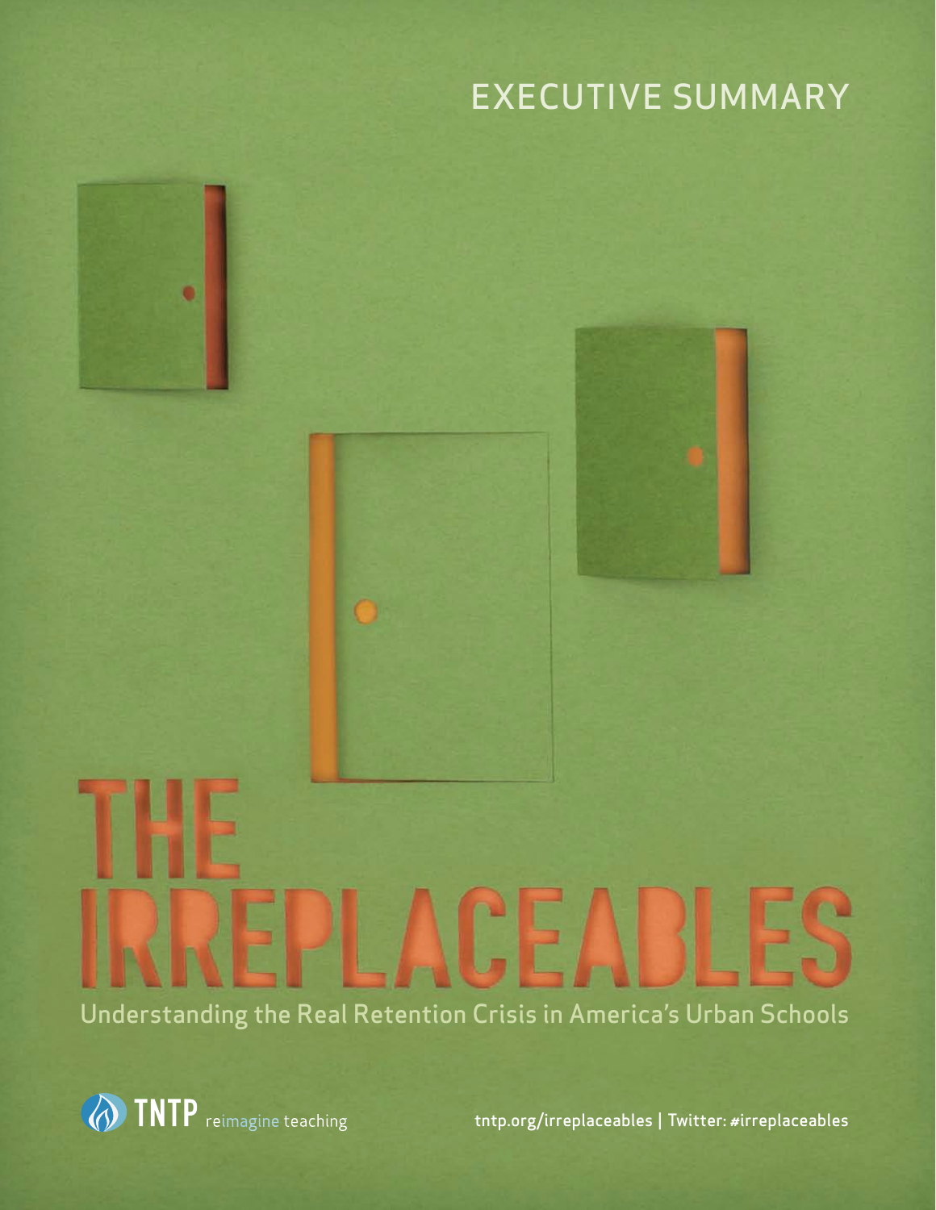EXECUTIVE SUMMARY

# THE IRREPLACEABLES

## Understanding the Real Retention Crisis in America's Urban Schools

TNTP reimagine teaching

tntp.org/irreplaceables | Twitter: #irreplaceables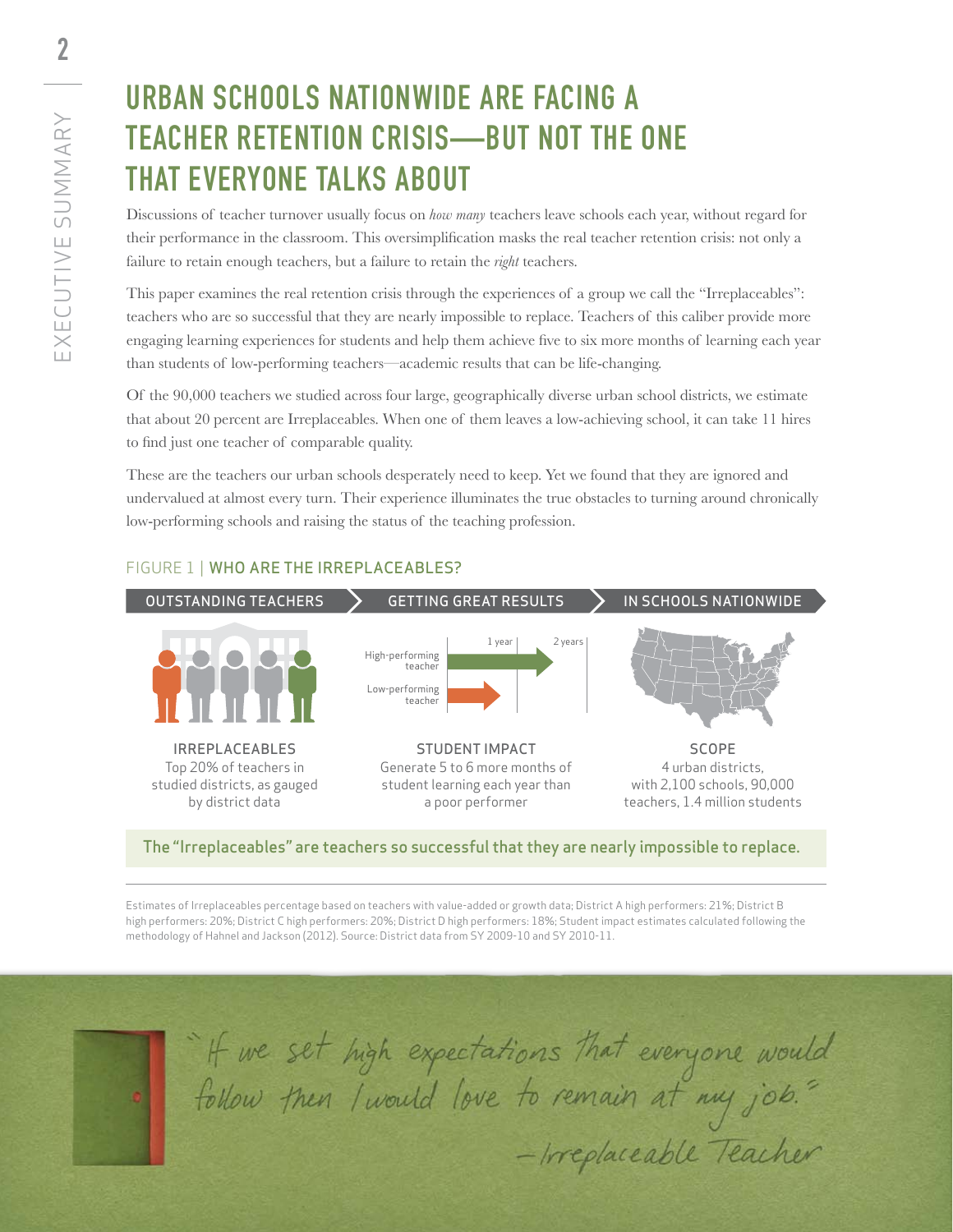# URBAN SCHOOLS NATIONWIDE ARE FACING A TEACHER RETENTION CRISIS—BUT NOT THE ONE THAT EVERYONE TALKS ABOUT

Discussions of teacher turnover usually focus on *how many* teachers leave schools each year, without regard for their performance in the classroom. This oversimplification masks the real teacher retention crisis: not only a failure to retain enough teachers, but a failure to retain the *right* teachers.

This paper examines the real retention crisis through the experiences of a group we call the "Irreplaceables": teachers who are so successful that they are nearly impossible to replace. Teachers of this caliber provide more engaging learning experiences for students and help them achieve five to six more months of learning each year than students of low-performing teachers—academic results that can be life-changing.

Of the 90,000 teachers we studied across four large, geographically diverse urban school districts, we estimate that about 20 percent are Irreplaceables. When one of them leaves a low-achieving school, it can take 11 hires to find just one teacher of comparable quality.

These are the teachers our urban schools desperately need to keep. Yet we found that they are ignored and undervalued at almost every turn. Their experience illuminates the true obstacles to turning around chronically low-performing schools and raising the status of the teaching profession.

FIGURE 1 | **WHO ARE THE IRREPLACEABLES?**

OUTSTANDING TEACHERS › GETTING GREAT RESULTS › IN SCHOOLS NATIONWIDE

High-performing teacher | Low-performing teacher | 1 year | 2 years

**IRREPLACEABLES**
Top 20% of teachers in studied districts, as gauged by district data

**STUDENT IMPACT**
Generate 5 to 6 more months of student learning each year than a poor performer

**SCOPE**
4 urban districts, with 2,100 schools, 90,000 teachers, 1.4 million students

The "Irreplaceables" are teachers so successful that they are nearly impossible to replace.

Estimates of Irreplaceables percentage based on teachers with value-added or growth data; District A high performers: 21%; District B high performers: 20%; District C high performers: 20%; District D high performers: 18%; Student impact estimates calculated following the methodology of Hahnel and Jackson (2012). Source: District data from SY 2009-10 and SY 2010-11.

"If we set high expectations that everyone would follow then I would love to remain at my job."
—Irreplaceable Teacher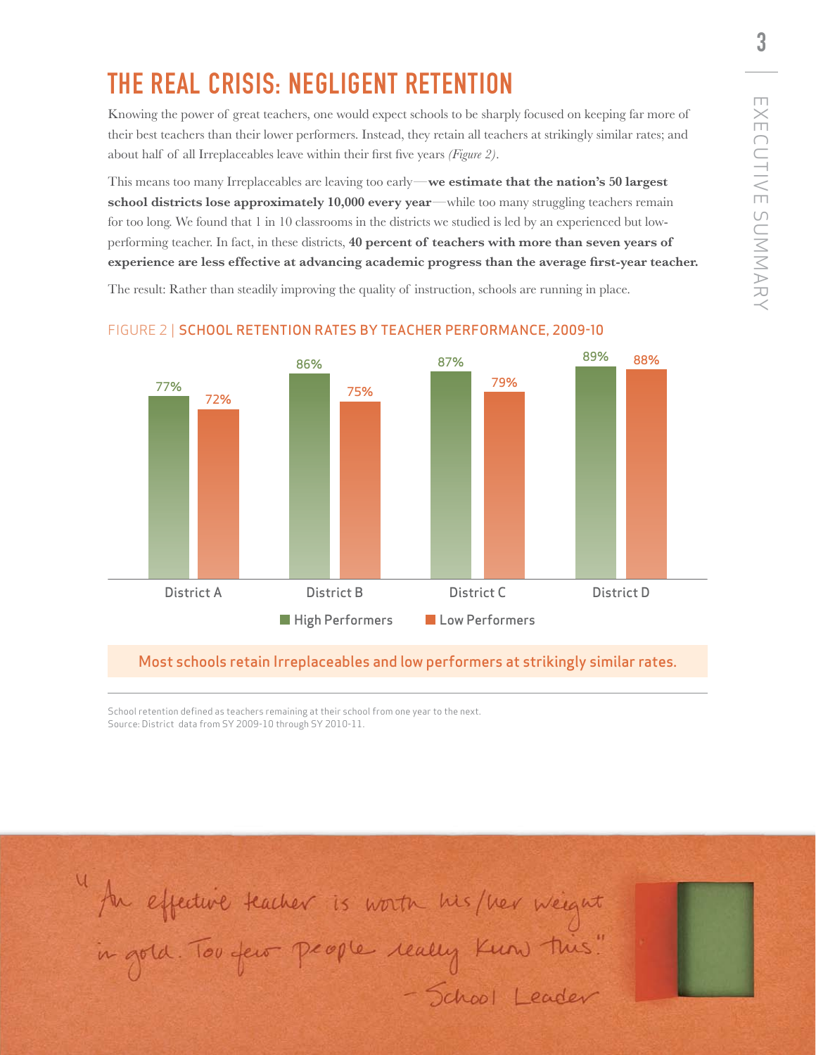# THE REAL CRISIS: NEGLIGENT RETENTION

Knowing the power of great teachers, one would expect schools to be sharply focused on keeping far more of their best teachers than their lower performers. Instead, they retain all teachers at strikingly similar rates; and about half of all Irreplaceables leave within their first five years *(Figure 2)*.

This means too many Irreplaceables are leaving too early—**we estimate that the nation's 50 largest school districts lose approximately 10,000 every year**—while too many struggling teachers remain for too long. We found that 1 in 10 classrooms in the districts we studied is led by an experienced but low-performing teacher. In fact, in these districts, **40 percent of teachers with more than seven years of experience are less effective at advancing academic progress than the average first-year teacher.**

The result: Rather than steadily improving the quality of instruction, schools are running in place.

FIGURE 2 | SCHOOL RETENTION RATES BY TEACHER PERFORMANCE, 2009-10

| | High Performers | Low Performers |
|---|---|---|
| District A | 77% | 72% |
| District B | 86% | 75% |
| District C | 87% | 79% |
| District D | 89% | 88% |

Most schools retain Irreplaceables and low performers at strikingly similar rates.

School retention defined as teachers remaining at their school from one year to the next.
Source: District data from SY 2009-10 through SY 2010-11.

"An effective teacher is worth his/her weight in gold. Too few people really know this."
– School Leader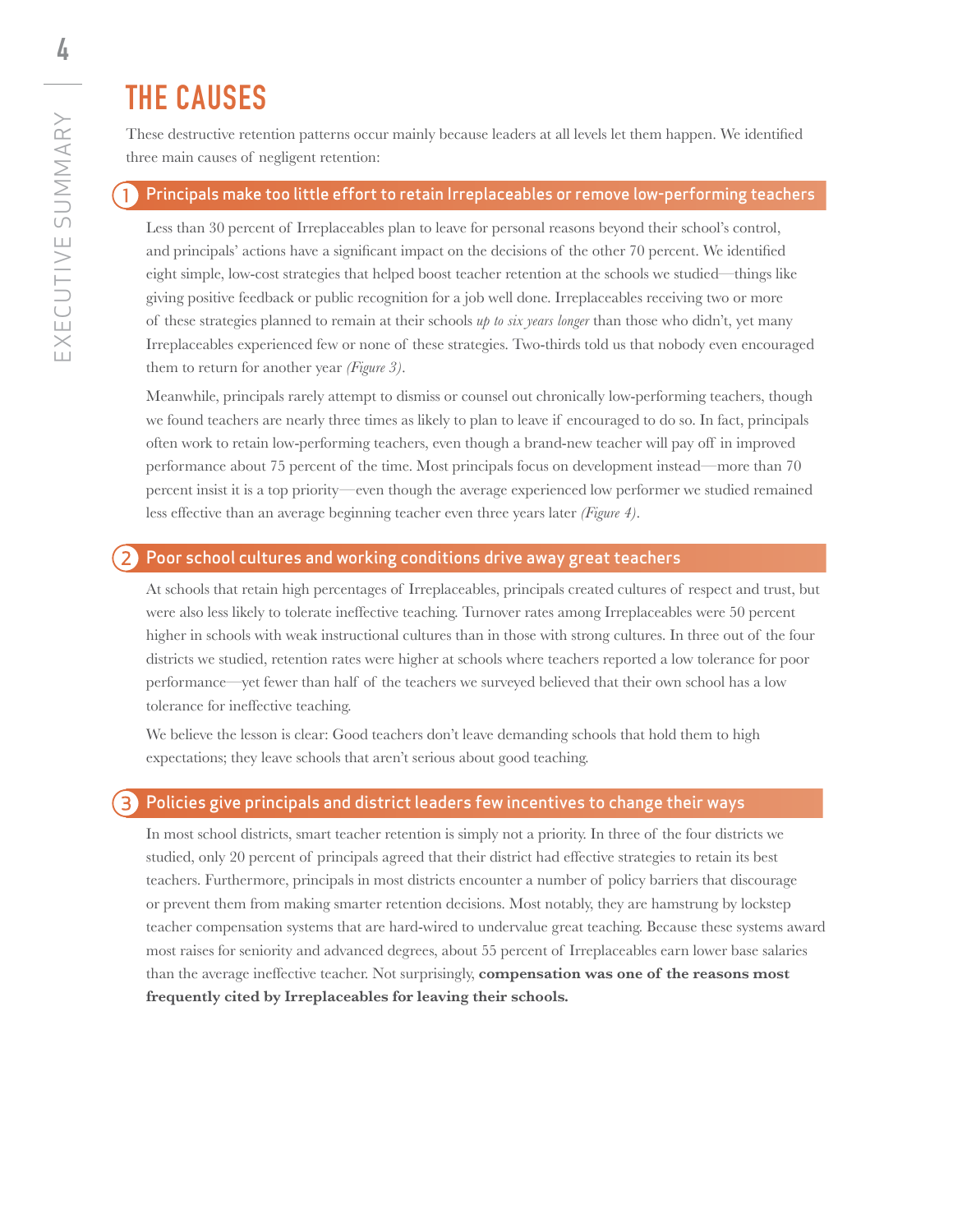# THE CAUSES

These destructive retention patterns occur mainly because leaders at all levels let them happen. We identified three main causes of negligent retention:

## 1 Principals make too little effort to retain Irreplaceables or remove low-performing teachers

Less than 30 percent of Irreplaceables plan to leave for personal reasons beyond their school's control, and principals' actions have a significant impact on the decisions of the other 70 percent. We identified eight simple, low-cost strategies that helped boost teacher retention at the schools we studied—things like giving positive feedback or public recognition for a job well done. Irreplaceables receiving two or more of these strategies planned to remain at their schools *up to six years longer* than those who didn't, yet many Irreplaceables experienced few or none of these strategies. Two-thirds told us that nobody even encouraged them to return for another year *(Figure 3)*.

Meanwhile, principals rarely attempt to dismiss or counsel out chronically low-performing teachers, though we found teachers are nearly three times as likely to plan to leave if encouraged to do so. In fact, principals often work to retain low-performing teachers, even though a brand-new teacher will pay off in improved performance about 75 percent of the time. Most principals focus on development instead—more than 70 percent insist it is a top priority—even though the average experienced low performer we studied remained less effective than an average beginning teacher even three years later *(Figure 4)*.

## 2 Poor school cultures and working conditions drive away great teachers

At schools that retain high percentages of Irreplaceables, principals created cultures of respect and trust, but were also less likely to tolerate ineffective teaching. Turnover rates among Irreplaceables were 50 percent higher in schools with weak instructional cultures than in those with strong cultures. In three out of the four districts we studied, retention rates were higher at schools where teachers reported a low tolerance for poor performance—yet fewer than half of the teachers we surveyed believed that their own school has a low tolerance for ineffective teaching.

We believe the lesson is clear: Good teachers don't leave demanding schools that hold them to high expectations; they leave schools that aren't serious about good teaching.

## 3 Policies give principals and district leaders few incentives to change their ways

In most school districts, smart teacher retention is simply not a priority. In three of the four districts we studied, only 20 percent of principals agreed that their district had effective strategies to retain its best teachers. Furthermore, principals in most districts encounter a number of policy barriers that discourage or prevent them from making smarter retention decisions. Most notably, they are hamstrung by lockstep teacher compensation systems that are hard-wired to undervalue great teaching. Because these systems award most raises for seniority and advanced degrees, about 55 percent of Irreplaceables earn lower base salaries than the average ineffective teacher. Not surprisingly, **compensation was one of the reasons most frequently cited by Irreplaceables for leaving their schools.**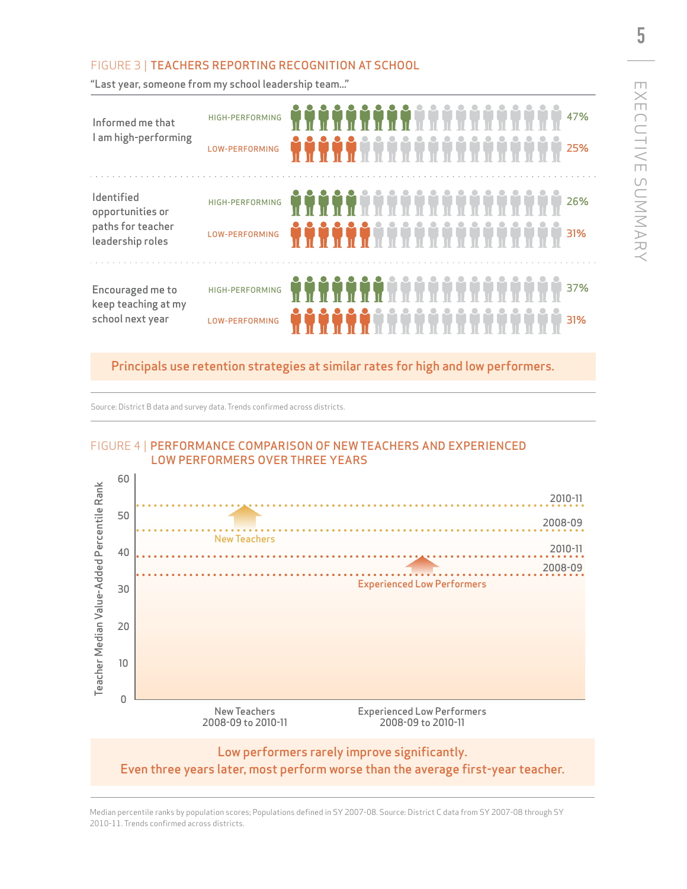## FIGURE 3 | TEACHERS REPORTING RECOGNITION AT SCHOOL

"Last year, someone from my school leadership team..."

| | | |
|---|---|---|
| Informed me that I am high-performing | HIGH-PERFORMING | 47% |
| | LOW-PERFORMING | 25% |
| Identified opportunities or paths for teacher leadership roles | HIGH-PERFORMING | 26% |
| | LOW-PERFORMING | 31% |
| Encouraged me to keep teaching at my school next year | HIGH-PERFORMING | 37% |
| | LOW-PERFORMING | 31% |

**Principals use retention strategies at similar rates for high and low performers.**

Source: District B data and survey data. Trends confirmed across districts.

## FIGURE 4 | PERFORMANCE COMPARISON OF NEW TEACHERS AND EXPERIENCED LOW PERFORMERS OVER THREE YEARS

Teacher Median Value-Added Percentile Rank

| | 2008-09 | 2010-11 |
|---|---|---|
| New Teachers 2008-09 to 2010-11 | ~46 | ~53 |
| Experienced Low Performers 2008-09 to 2010-11 | ~34 | ~39 |

**Low performers rarely improve significantly.**
**Even three years later, most perform worse than the average first-year teacher.**

Median percentile ranks by population scores; Populations defined in SY 2007-08. Source: District C data from SY 2007-08 through SY 2010-11. Trends confirmed across districts.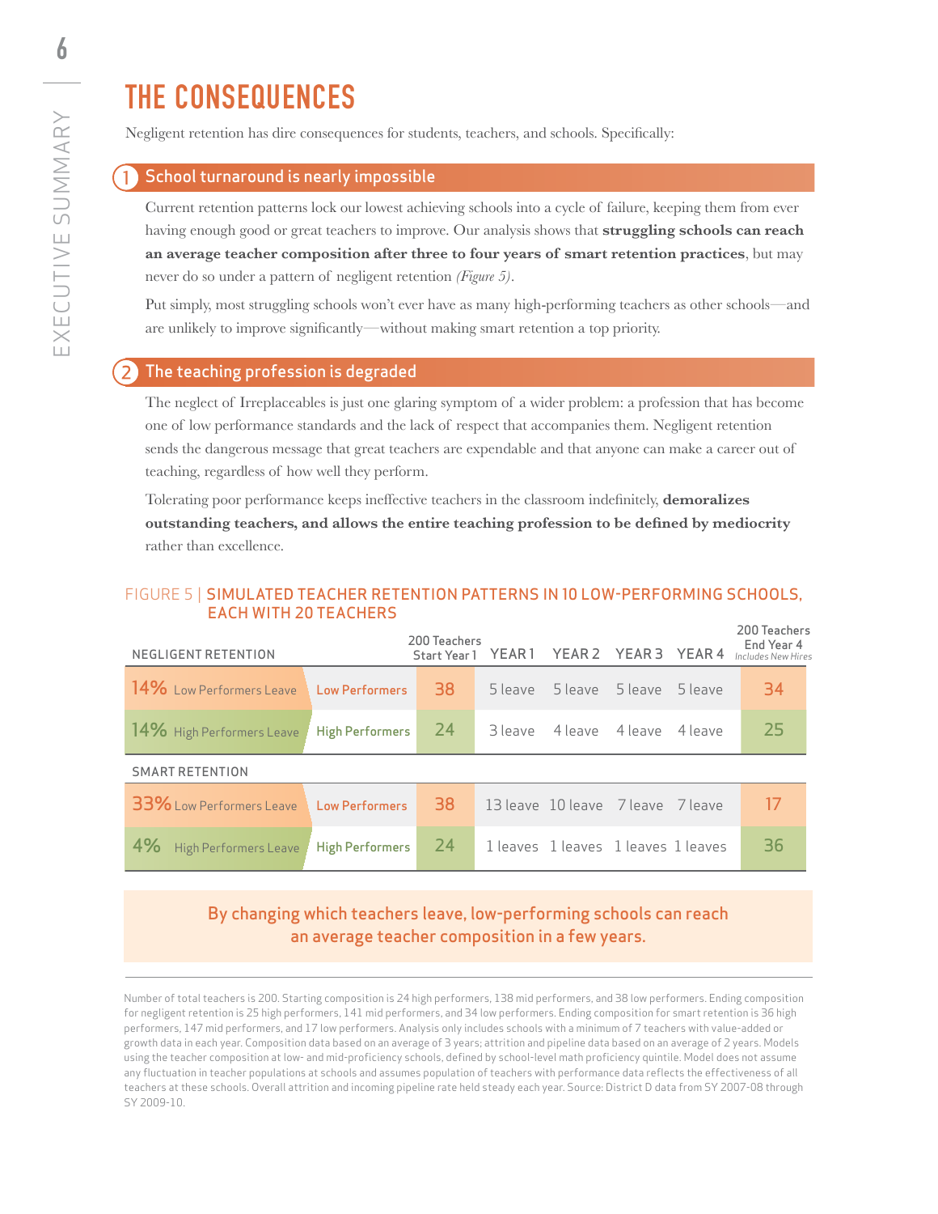# THE CONSEQUENCES

Negligent retention has dire consequences for students, teachers, and schools. Specifically:

## 1 School turnaround is nearly impossible

Current retention patterns lock our lowest achieving schools into a cycle of failure, keeping them from ever having enough good or great teachers to improve. Our analysis shows that **struggling schools can reach an average teacher composition after three to four years of smart retention practices**, but may never do so under a pattern of negligent retention *(Figure 5)*.

Put simply, most struggling schools won't ever have as many high-performing teachers as other schools—and are unlikely to improve significantly—without making smart retention a top priority.

## 2 The teaching profession is degraded

The neglect of Irreplaceables is just one glaring symptom of a wider problem: a profession that has become one of low performance standards and the lack of respect that accompanies them. Negligent retention sends the dangerous message that great teachers are expendable and that anyone can make a career out of teaching, regardless of how well they perform.

Tolerating poor performance keeps ineffective teachers in the classroom indefinitely, **demoralizes outstanding teachers, and allows the entire teaching profession to be defined by mediocrity** rather than excellence.

FIGURE 5 | SIMULATED TEACHER RETENTION PATTERNS IN 10 LOW-PERFORMING SCHOOLS, EACH WITH 20 TEACHERS

| NEGLIGENT RETENTION | | 200 Teachers Start Year 1 | YEAR 1 | YEAR 2 | YEAR 3 | YEAR 4 | 200 Teachers End Year 4 *Includes New Hires* |
|---|---|---|---|---|---|---|---|
| 14% Low Performers Leave | Low Performers | 38 | 5 leave | 5 leave | 5 leave | 5 leave | 34 |
| 14% High Performers Leave | High Performers | 24 | 3 leave | 4 leave | 4 leave | 4 leave | 25 |
| **SMART RETENTION** | | | | | | | |
| 33% Low Performers Leave | Low Performers | 38 | 13 leave | 10 leave | 7 leave | 7 leave | 17 |
| 4% High Performers Leave | High Performers | 24 | 1 leaves | 1 leaves | 1 leaves | 1 leaves | 36 |

By changing which teachers leave, low-performing schools can reach an average teacher composition in a few years.

Number of total teachers is 200. Starting composition is 24 high performers, 138 mid performers, and 38 low performers. Ending composition for negligent retention is 25 high performers, 141 mid performers, and 34 low performers. Ending composition for smart retention is 36 high performers, 147 mid performers, and 17 low performers. Analysis only includes schools with a minimum of 7 teachers with value-added or growth data in each year. Composition data based on an average of 3 years; attrition and pipeline data based on an average of 2 years. Models using the teacher composition at low- and mid-proficiency schools, defined by school-level math proficiency quintile. Model does not assume any fluctuation in teacher populations at schools and assumes population of teachers with performance data reflects the effectiveness of all teachers at these schools. Overall attrition and incoming pipeline rate held steady each year. Source: District D data from SY 2007-08 through SY 2009-10.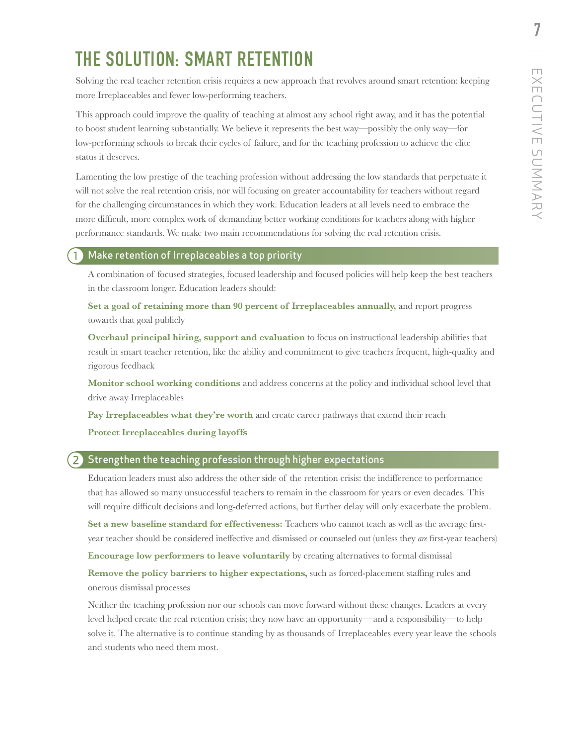# THE SOLUTION: SMART RETENTION

Solving the real teacher retention crisis requires a new approach that revolves around smart retention: keeping more Irreplaceables and fewer low-performing teachers.

This approach could improve the quality of teaching at almost any school right away, and it has the potential to boost student learning substantially. We believe it represents the best way—possibly the only way—for low-performing schools to break their cycles of failure, and for the teaching profession to achieve the elite status it deserves.

Lamenting the low prestige of the teaching profession without addressing the low standards that perpetuate it will not solve the real retention crisis, nor will focusing on greater accountability for teachers without regard for the challenging circumstances in which they work. Education leaders at all levels need to embrace the more difficult, more complex work of demanding better working conditions for teachers along with higher performance standards. We make two main recommendations for solving the real retention crisis.

## 1 Make retention of Irreplaceables a top priority

A combination of focused strategies, focused leadership and focused policies will help keep the best teachers in the classroom longer. Education leaders should:

**Set a goal of retaining more than 90 percent of Irreplaceables annually,** and report progress towards that goal publicly

**Overhaul principal hiring, support and evaluation** to focus on instructional leadership abilities that result in smart teacher retention, like the ability and commitment to give teachers frequent, high-quality and rigorous feedback

**Monitor school working conditions** and address concerns at the policy and individual school level that drive away Irreplaceables

**Pay Irreplaceables what they're worth** and create career pathways that extend their reach

**Protect Irreplaceables during layoffs**

## 2 Strengthen the teaching profession through higher expectations

Education leaders must also address the other side of the retention crisis: the indifference to performance that has allowed so many unsuccessful teachers to remain in the classroom for years or even decades. This will require difficult decisions and long-deferred actions, but further delay will only exacerbate the problem.

**Set a new baseline standard for effectiveness:** Teachers who cannot teach as well as the average first-year teacher should be considered ineffective and dismissed or counseled out (unless they *are* first-year teachers)

**Encourage low performers to leave voluntarily** by creating alternatives to formal dismissal

**Remove the policy barriers to higher expectations,** such as forced-placement staffing rules and onerous dismissal processes

Neither the teaching profession nor our schools can move forward without these changes. Leaders at every level helped create the real retention crisis; they now have an opportunity—and a responsibility—to help solve it. The alternative is to continue standing by as thousands of Irreplaceables every year leave the schools and students who need them most.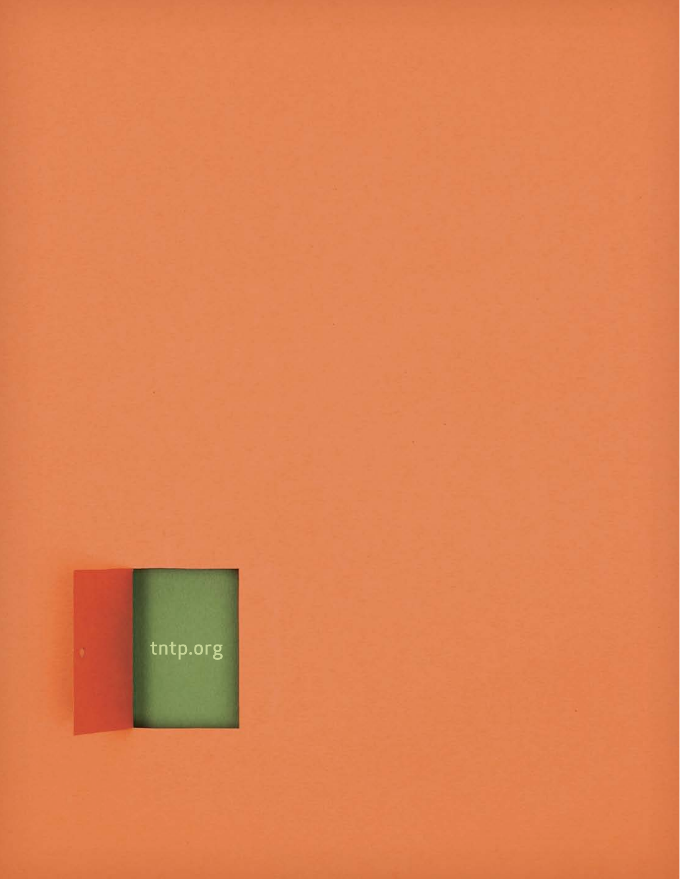tntp.org